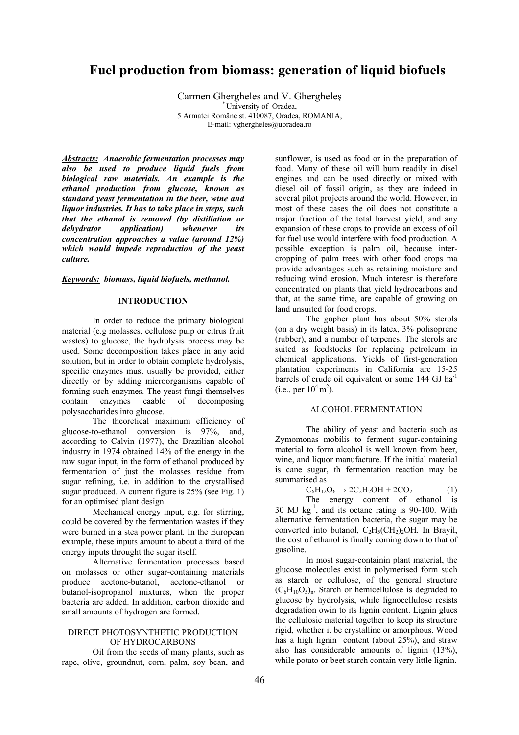# Fuel production from biomass: generation of liquid biofuels

Carmen Gherghele ş and V. Gherghele ş

[*] University of Oradea,
5 Armatei Române st. 410087, Oradea, ROMANIA,
E-mail: vgherghele s@uoradea.ro

***Abstracts:*** ***Anaerobic fermentation processes may also be used to produce liquid fuels from biological raw materials. An example is the ethanol production from glucose, known as standard yeast fermentation in the beer, wine and liquor industries. It has to take place in steps, such that the ethanol is removed (by distillation or dehydrator application) whenever its concentration approaches a value (around 12%) which would impede reproduction of the yeast culture.***

***Keywords:*** ***biomass, liquid biofuels, methanol.***

## INTRODUCTION

In order to reduce the primary biological material (e.g molasses, cellulose pulp or citrus fruit wastes) to glucose, the hydrolysis process may be used. Some decomposition takes place in any acid solution, but in order to obtain complete hydrolysis, specific enzymes must usually be provided, either directly or by adding microorganisms capable of forming such enzymes. The yeast fungi themselves contain enzymes caable of decomposing polysaccharides into glucose.

The theoretical maximum efficiency of glucose-to-ethanol conversion is 97%, and, according to Calvin (1977), the Brazilian alcohol industry in 1974 obtained 14% of the energy in the raw sugar input, in the form of ethanol produced by fermentation of just the molasses residue from sugar refining, i.e. in addition to the crystallised sugar produced. A current figure is 25% (see Fig. 1) for an optimised plant design.

Mechanical energy input, e.g. for stirring, could be covered by the fermentation wastes if they were burned in a stea power plant. In the European example, these inputs amount to about a third of the energy inputs throught the sugar itself.

Alternative fermentation processes based on molasses or other sugar-containing materials produce acetone-butanol, acetone-ethanol or butanol-isopropanol mixtures, when the proper bacteria are added. In addition, carbon dioxide and small amounts of hydrogen are formed.

## DIRECT PHOTOSYNTHETIC PRODUCTION OF HYDROCARBONS

Oil from the seeds of many plants, such as rape, olive, groundnut, corn, palm, soy bean, and sunflower, is used as food or in the preparation of food. Many of these oil will burn readily in disel engines and can be used directly or mixed with diesel oil of fossil origin, as they are indeed in several pilot projects around the world. However, in most of these cases the oil does not constitute a major fraction of the total harvest yield, and any expansion of these crops to provide an excess of oil for fuel use would interfere with food production. A possible exception is palm oil, because inter-cropping of palm trees with other food crops ma provide advantages such as retaining moisture and reducing wind erosion. Much interesr is therefore concentrated on plants that yield hydrocarbons and that, at the same time, are capable of growing on land unsuited for food crops.

The gopher plant has about 50% sterols (on a dry weight basis) in its latex, 3% polisoprene (rubber), and a number of terpenes. The sterols are suited as feedstocks for replacing petroleum in chemical applications. Yields of first-generation plantation experiments in California are 15-25 barrels of crude oil equivalent or some 144 GJ $ha^{-1}$ (i.e., per $10^4\,m^2$).

## ALCOHOL FERMENTATION

The ability of yeast and bacteria such as Zymomonas mobilis to ferment sugar-containing material to form alcohol is well known from beer, wine, and liquor manufacture. If the initial material is cane sugar, th fermentation reaction may be summarised as

$$C_6H_{12}O_6 \rightarrow 2C_2H_2OH + 2CO_2 \quad (1)$$

The energy content of ethanol is 30 MJ $kg^{-1}$, and its octane rating is 90-100. With alternative fermentation bacteria, the sugar may be converted into butanol, $C_2H_5(CH_2)_2OH$. In Brayil, the cost of ethanol is finally coming down to that of gasoline.

In most sugar-containin plant material, the glucose molecules exist in polymerised form such as starch or cellulose, of the general structure $(C_6H_{10}O_5)_n$. Starch or hemicellulose is degraded to glucose by hydrolysis, while lignocellulose resists degradation owin to its lignin content. Lignin glues the cellulosic material together to keep its structure rigid, whether it be crystalline or amorphous. Wood has a high lignin content (about 25%), and straw also has considerable amounts of lignin (13%), while potato or beet starch contain very little lignin.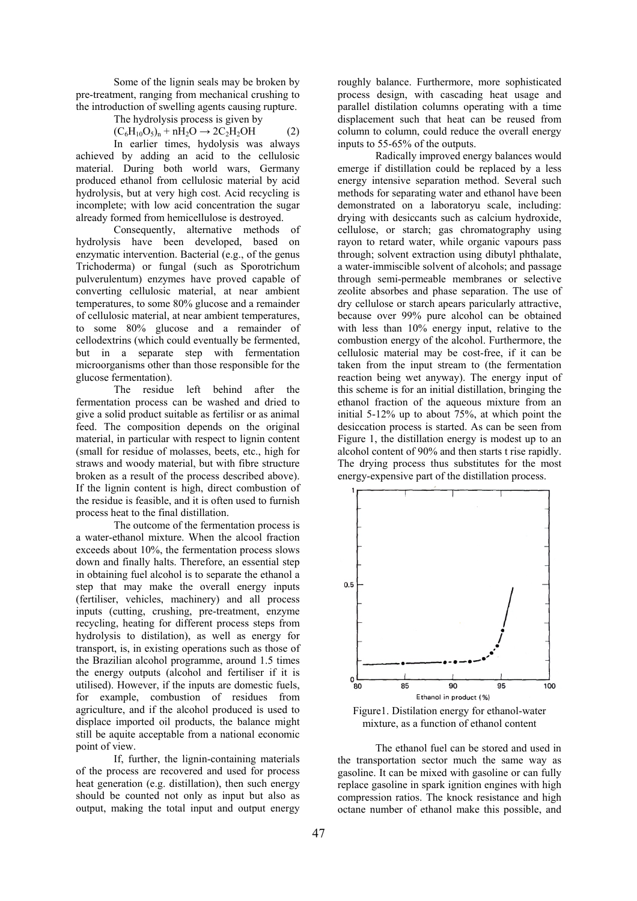Some of the lignin seals may be broken by pre-treatment, ranging from mechanical crushing to the introduction of swelling agents causing rupture.

The hydrolysis process is given by

$$(C_6H_{10}O_5)_n + nH_2O \rightarrow 2C_2H_2OH \qquad (2)$$

In earlier times, hydolysis was always achieved by adding an acid to the cellulosic material. During both world wars, Germany produced ethanol from cellulosic material by acid hydrolysis, but at very high cost. Acid recycling is incomplete; with low acid concentration the sugar already formed from hemicellulose is destroyed.

Consequently, alternative methods of hydrolysis have been developed, based on enzymatic intervention. Bacterial (e.g., of the genus Trichoderma) or fungal (such as Sporotrichum pulverulentum) enzymes have proved capable of converting cellulosic material, at near ambient temperatures, to some 80% glucose and a remainder of cellulosic material, at near ambient temperatures, to some 80% glucose and a remainder of cellodextrins (which could eventually be fermented, but in a separate step with fermentation microorganisms other than those responsible for the glucose fermentation).

The residue left behind after the fermentation process can be washed and dried to give a solid product suitable as fertilisr or as animal feed. The composition depends on the original material, in particular with respect to lignin content (small for residue of molasses, beets, etc., high for straws and woody material, but with fibre structure broken as a result of the process described above). If the lignin content is high, direct combustion of the residue is feasible, and it is often used to furnish process heat to the final distillation.

The outcome of the fermentation process is a water-ethanol mixture. When the alcool fraction exceeds about 10%, the fermentation process slows down and finally halts. Therefore, an essential step in obtaining fuel alcohol is to separate the ethanol a step that may make the overall energy inputs (fertiliser, vehicles, machinery) and all process inputs (cutting, crushing, pre-treatment, enzyme recycling, heating for different process steps from hydrolysis to distilation), as well as energy for transport, is, in existing operations such as those of the Brazilian alcohol programme, around 1.5 times the energy outputs (alcohol and fertiliser if it is utilised). However, if the inputs are domestic fuels, for example, combustion of residues from agriculture, and if the alcohol produced is used to displace imported oil products, the balance might still be aquite acceptable from a national economic point of view.

If, further, the lignin-containing materials of the process are recovered and used for process heat generation (e.g. distillation), then such energy should be counted not only as input but also as output, making the total input and output energy roughly balance. Furthermore, more sophisticated process design, with cascading heat usage and parallel distillation columns operating with a time displacement such that heat can be reused from column to column, could reduce the overall energy inputs to 55-65% of the outputs.

Radically improved energy balances would emerge if distillation could be replaced by a less energy intensive separation method. Several such methods for separating water and ethanol have been demonstrated on a laboratoryu scale, including: drying with desiccants such as calcium hydroxide, cellulose, or starch; gas chromatography using rayon to retard water, while organic vapours pass through; solvent extraction using dibutyl phthalate, a water-immiscible solvent of alcohols; and passage through semi-permeable membranes or selective zeolite absorbes and phase separation. The use of dry cellulose or starch apears paricularly attractive, because over 99% pure alcohol can be obtained with less than 10% energy input, relative to the combustion energy of the alcohol. Furthermore, the cellulosic material may be cost-free, if it can be taken from the input stream to (the fermentation reaction being wet anyway). The energy input of this scheme is for an initial distillation, bringing the ethanol fraction of the aqueous mixture from an initial 5-12% up to about 75%, at which point the desiccation process is started. As can be seen from Figure 1, the distillation energy is modest up to an alcohol content of 90% and then starts t rise rapidly. The drying process thus substitutes for the most energy-expensive part of the distillation process.

Figure1. Distilation energy for ethanol-water mixture, as a function of ethanol content

The ethanol fuel can be stored and used in the transportation sector much the same way as gasoline. It can be mixed with gasoline or can fully replace gasoline in spark ignition engines with high compression ratios. The knock resistance and high octane number of ethanol make this possible, and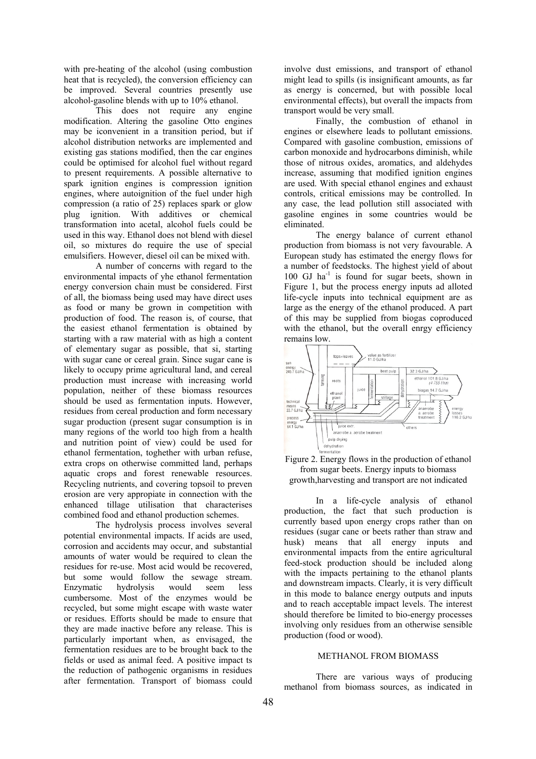with pre-heating of the alcohol (using combustion heat that is recycled), the conversion efficiency can be improved. Several countries presently use alcohol-gasoline blends with up to 10% ethanol.

This does not require any engine modification. Altering the gasoline Otto engines may be iconvenient in a transition period, but if alcohol distribution networks are implemented and existing gas stations modified, then the car engines could be optimised for alcohol fuel without regard to present requirements. A possible alternative to spark ignition engines is compression ignition engines, where autoignition of the fuel under high compression (a ratio of 25) replaces spark or glow plug ignition. With additives or chemical transformation into acetal, alcohol fuels could be used in this way. Ethanol does not blend with diesel oil, so mixtures do require the use of special emulsifiers. However, diesel oil can be mixed with.

A number of concerns with regard to the environmental impacts of yhe ethanol fermentation energy conversion chain must be considered. First of all, the biomass being used may have direct uses as food or many be grown in competition with production of food. The reason is, of course, that the easiest ethanol fermentation is obtained by starting with a raw material with as high a content of elementary sugar as possible, that si, starting with sugar cane or cereal grain. Since sugar cane is likely to occupy prime agricultural land, and cereal production must increase with increasing world population, neither of these biomass resources should be used as fermentation inputs. However, residues from cereal production and form necessary sugar production (present sugar consumption is in many regions of the world too high from a health and nutrition point of view) could be used for ethanol fermentation, toghether with urban refuse, extra crops on otherwise committed land, perhaps aquatic crops and forest renewable resources. Recycling nutrients, and covering topsoil to preven erosion are very appopiate in connection with the enhanced tillage utilisation that characterises combined food and ethanol production schemes.

The hydrolysis process involves several potential environmental impacts. If acids are used, corrosion and accidents may occur, and substantial amounts of water would be required to clean the residues for re-use. Most acid would be recovered, but some would follow the sewage stream. Enzymatic hydrolysis would seem less cumbersome. Most of the enzymes would be recycled, but some might escape with waste water or residues. Efforts should be made to ensure that they are made inactive before any release. This is particularly important when, as envisaged, the fermentation residues are to be brought back to the fields or used as animal feed. A positive impact ts the reduction of pathogenic organisms in residues after fermentation. Transport of biomass could involve dust emissions, and transport of ethanol might lead to spills (is insignificant amounts, as far as energy is concerned, but with possible local environmental effects), but overall the impacts from transport would be very small.

Finally, the combustion of ethanol in engines or elsewhere leads to pollutant emissions. Compared with gasoline combustion, emissions of carbon monoxide and hydrocarbons diminish, while those of nitrous oxides, aromatics, and aldehydes increase, assuming that modified ignition engines are used. With special ethanol engines and exhaust controls, critical emissions may be controlled. In any case, the lead pollution still associated with gasoline engines in some countries would be eliminated.

The energy balance of current ethanol production from biomass is not very favourable. A European study has estimated the energy flows for a number of feedstocks. The highest yield of about 100 GJ ha$^{-1}$ is found for sugar beets, shown in Figure 1, but the process energy inputs ad alloted life-cycle inputs into technical equipment are as large as the energy of the ethanol produced. A part of this may be supplied from biogas coproduced with the ethanol, but the overall enrgy efficiency remains low.

Figure 2. Energy flows in the production of ethanol from sugar beets. Energy inputs to biomass growth,harvesting and transport are not indicated

In a life-cycle analysis of ethanol production, the fact that such production is currently based upon energy crops rather than on residues (sugar cane or beets rather than straw and husk) means that all energy inputs and environmental impacts from the entire agricultural feed-stock production should be included along with the impacts pertaining to the ethanol plants and downstream impacts. Clearly, it is very difficult in this mode to balance energy outputs and inputs and to reach acceptable impact levels. The interest should therefore be limited to bio-energy processes involving only residues from an otherwise sensible production (food or wood).

## METHANOL FROM BIOMASS

There are various ways of producing methanol from biomass sources, as indicated in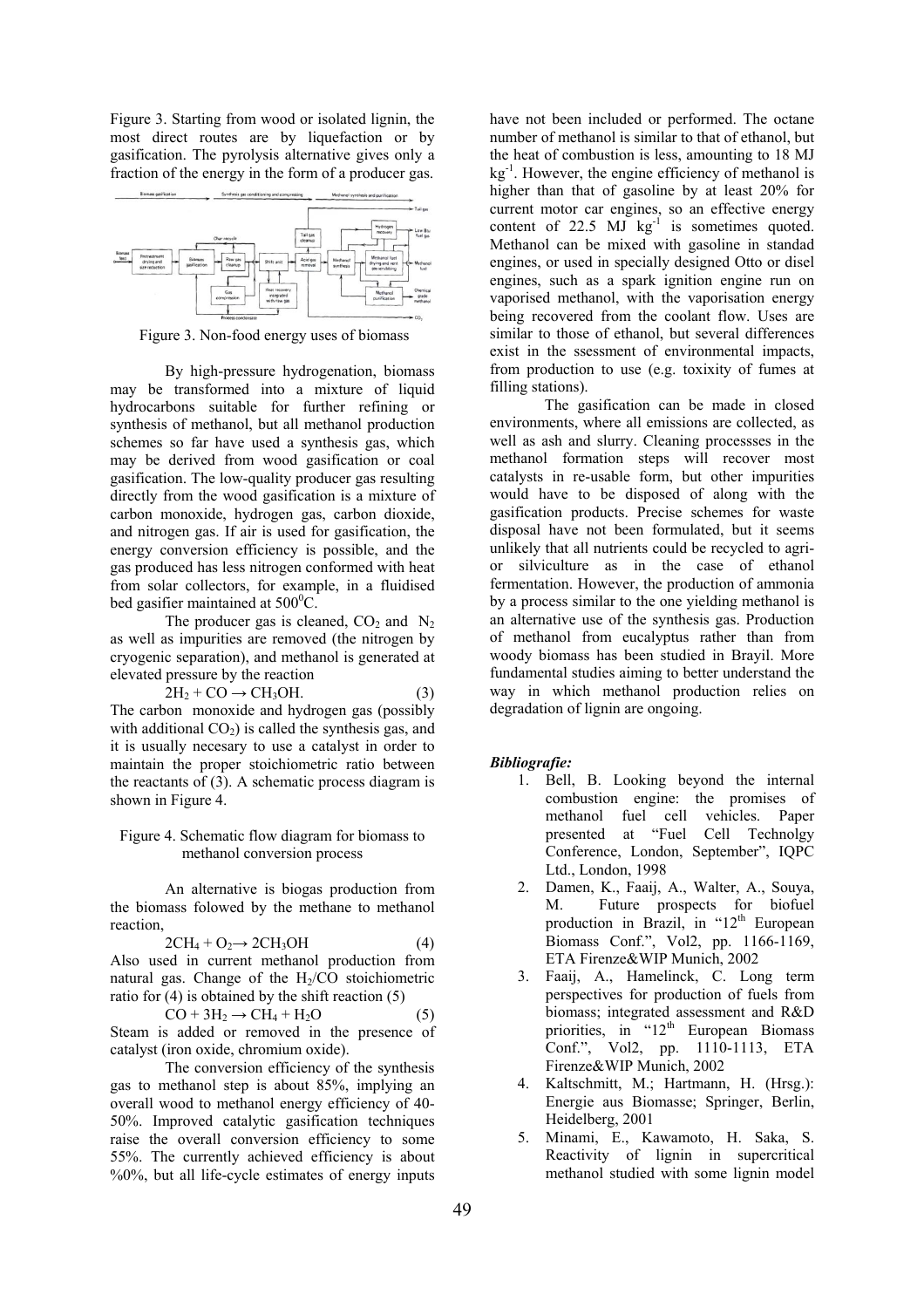Figure 3. Starting from wood or isolated lignin, the most direct routes are by liquefaction or by gasification. The pyrolysis alternative gives only a fraction of the energy in the form of a producer gas.

Figure 3. Non-food energy uses of biomass

By high-pressure hydrogenation, biomass may be transformed into a mixture of liquid hydrocarbons suitable for further refining or synthesis of methanol, but all methanol production schemes so far have used a synthesis gas, which may be derived from wood gasification or coal gasification. The low-quality producer gas resulting directly from the wood gasification is a mixture of carbon monoxide, hydrogen gas, carbon dioxide, and nitrogen gas. If air is used for gasification, the energy conversion efficiency is possible, and the gas produced has less nitrogen conformed with heat from solar collectors, for example, in a fluidised bed gasifier maintained at 500$^0$C.

The producer gas is cleaned, $CO_2$ and $N_2$ as well as impurities are removed (the nitrogen by cryogenic separation), and methanol is generated at elevated pressure by the reaction

$$2H_2 + CO \rightarrow CH_3OH. \quad (3)$$

The carbon monoxide and hydrogen gas (possibly with additional $CO_2$) is called the synthesis gas, and it is usually necesary to use a catalyst in order to maintain the proper stoichiometric ratio between the reactants of (3). A schematic process diagram is shown in Figure 4.

Figure 4. Schematic flow diagram for biomass to methanol conversion process

An alternative is biogas production from the biomass folowed by the methane to methanol reaction,

$$2CH_4 + O_2 \rightarrow 2CH_3OH \quad (4)$$

Also used in current methanol production from natural gas. Change of the $H_2$/CO stoichiometric ratio for (4) is obtained by the shift reaction (5)

$$CO + 3H_2 \rightarrow CH_4 + H_2O \quad (5)$$

Steam is added or removed in the presence of catalyst (iron oxide, chromium oxide).

The conversion efficiency of the synthesis gas to methanol step is about 85%, implying an overall wood to methanol energy efficiency of 40-50%. Improved catalytic gasification techniques raise the overall conversion efficiency to some 55%. The currently achieved efficiency is about %0%, but all life-cycle estimates of energy inputs have not been included or performed. The octane number of methanol is similar to that of ethanol, but the heat of combustion is less, amounting to 18 MJ kg$^{-1}$. However, the engine efficiency of methanol is higher than that of gasoline by at least 20% for current motor car engines, so an effective energy content of 22.5 MJ kg$^{-1}$ is sometimes quoted. Methanol can be mixed with gasoline in standad engines, or used in specially designed Otto or disel engines, such as a spark ignition engine run on vaporised methanol, with the vaporisation energy being recovered from the coolant flow. Uses are similar to those of ethanol, but several differences exist in the ssessment of environmental impacts, from production to use (e.g. toxixity of fumes at filling stations).

The gasification can be made in closed environments, where all emissions are collected, as well as ash and slurry. Cleaning processses in the methanol formation steps will recover most catalysts in re-usable form, but other impurities would have to be disposed of along with the gasification products. Precise schemes for waste disposal have not been formulated, but it seems unlikely that all nutrients could be recycled to agri- or silviculture as in the case of ethanol fermentation. However, the production of ammonia by a process similar to the one yielding methanol is an alternative use of the synthesis gas. Production of methanol from eucalyptus rather than from woody biomass has been studied in Brayil. More fundamental studies aiming to better understand the way in which methanol production relies on degradation of lignin are ongoing.

***Bibliografie:***

1. Bell, B. Looking beyond the internal combustion engine: the promises of methanol fuel cell vehicles. Paper presented at "Fuel Cell Technolgy Conference, London, September", IQPC Ltd., London, 1998
2. Damen, K., Faaij, A., Walter, A., Souya, M. Future prospects for biofuel production in Brazil, in "12[th] European Biomass Conf.", Vol2, pp. 1166-1169, ETA Firenze&WIP Munich, 2002
3. Faaij, A., Hamelinck, C. Long term perspectives for production of fuels from biomass; integrated assessment and R&D priorities, in "12[th] European Biomass Conf.", Vol2, pp. 1110-1113, ETA Firenze&WIP Munich, 2002
4. Kaltschmitt, M.; Hartmann, H. (Hrsg.): Energie aus Biomasse; Springer, Berlin, Heidelberg, 2001
5. Minami, E., Kawamoto, H. Saka, S. Reactivity of lignin in supercritical methanol studied with some lignin model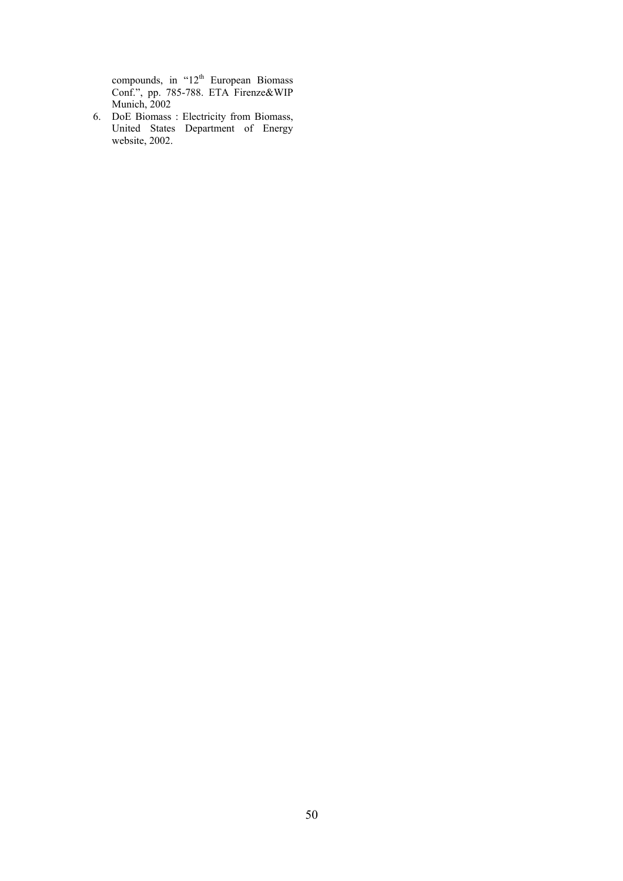compounds, in "12$^{th}$ European Biomass Conf.", pp. 785-788. ETA Firenze&WIP Munich, 2002

6. DoE Biomass : Electricity from Biomass, United States Department of Energy website, 2002.